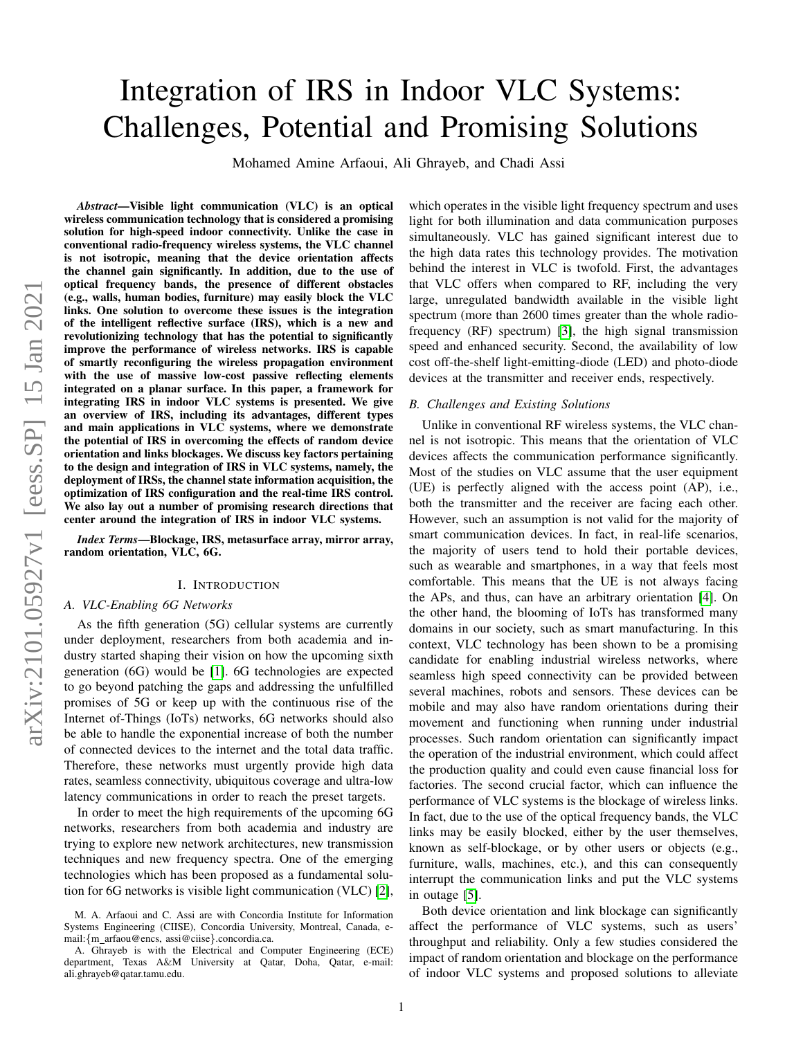# Integration of IRS in Indoor VLC Systems: Challenges, Potential and Promising Solutions

Mohamed Amine Arfaoui, Ali Ghrayeb, and Chadi Assi

***Abstract*—Visible light communication (VLC) is an optical wireless communication technology that is considered a promising solution for high-speed indoor connectivity. Unlike the case in conventional radio-frequency wireless systems, the VLC channel is not isotropic, meaning that the device orientation affects the channel gain significantly. In addition, due to the use of optical frequency bands, the presence of different obstacles (e.g., walls, human bodies, furniture) may easily block the VLC links. One solution to overcome these issues is the integration of the intelligent reflective surface (IRS), which is a new and revolutionizing technology that has the potential to significantly improve the performance of wireless networks. IRS is capable of smartly reconfiguring the wireless propagation environment with the use of massive low-cost passive reflecting elements integrated on a planar surface. In this paper, a framework for integrating IRS in indoor VLC systems is presented. We give an overview of IRS, including its advantages, different types and main applications in VLC systems, where we demonstrate the potential of IRS in overcoming the effects of random device orientation and links blockages. We discuss key factors pertaining to the design and integration of IRS in VLC systems, namely, the deployment of IRSs, the channel state information acquisition, the optimization of IRS configuration and the real-time IRS control. We also lay out a number of promising research directions that center around the integration of IRS in indoor VLC systems.**

***Index Terms*—Blockage, IRS, metasurface array, mirror array, random orientation, VLC, 6G.**

## I. Introduction

### A. VLC-Enabling 6G Networks

As the fifth generation (5G) cellular systems are currently under deployment, researchers from both academia and industry started shaping their vision on how the upcoming sixth generation (6G) would be [1]. 6G technologies are expected to go beyond patching the gaps and addressing the unfulfilled promises of 5G or keep up with the continuous rise of the Internet of-Things (IoTs) networks, 6G networks should also be able to handle the exponential increase of both the number of connected devices to the internet and the total data traffic. Therefore, these networks must urgently provide high data rates, seamless connectivity, ubiquitous coverage and ultra-low latency communications in order to reach the preset targets.

In order to meet the high requirements of the upcoming 6G networks, researchers from both academia and industry are trying to explore new network architectures, new transmission techniques and new frequency spectra. One of the emerging technologies which has been proposed as a fundamental solution for 6G networks is visible light communication (VLC) [2], which operates in the visible light frequency spectrum and uses light for both illumination and data communication purposes simultaneously. VLC has gained significant interest due to the high data rates this technology provides. The motivation behind the interest in VLC is twofold. First, the advantages that VLC offers when compared to RF, including the very large, unregulated bandwidth available in the visible light spectrum (more than 2600 times greater than the whole radio-frequency (RF) spectrum) [3], the high signal transmission speed and enhanced security. Second, the availability of low cost off-the-shelf light-emitting-diode (LED) and photo-diode devices at the transmitter and receiver ends, respectively.

### B. Challenges and Existing Solutions

Unlike in conventional RF wireless systems, the VLC channel is not isotropic. This means that the orientation of VLC devices affects the communication performance significantly. Most of the studies on VLC assume that the user equipment (UE) is perfectly aligned with the access point (AP), i.e., both the transmitter and the receiver are facing each other. However, such an assumption is not valid for the majority of smart communication devices. In fact, in real-life scenarios, the majority of users tend to hold their portable devices, such as wearable and smartphones, in a way that feels most comfortable. This means that the UE is not always facing the APs, and thus, can have an arbitrary orientation [4]. On the other hand, the blooming of IoTs has transformed many domains in our society, such as smart manufacturing. In this context, VLC technology has been shown to be a promising candidate for enabling industrial wireless networks, where seamless high speed connectivity can be provided between several machines, robots and sensors. These devices can be mobile and may also have random orientations during their movement and functioning when running under industrial processes. Such random orientation can significantly impact the operation of the industrial environment, which could affect the production quality and could even cause financial loss for factories. The second crucial factor, which can influence the performance of VLC systems is the blockage of wireless links. In fact, due to the use of the optical frequency bands, the VLC links may be easily blocked, either by the user themselves, known as self-blockage, or by other users or objects (e.g., furniture, walls, machines, etc.), and this can consequently interrupt the communication links and put the VLC systems in outage [5].

Both device orientation and link blockage can significantly affect the performance of VLC systems, such as users' throughput and reliability. Only a few studies considered the impact of random orientation and blockage on the performance of indoor VLC systems and proposed solutions to alleviate

M. A. Arfaoui and C. Assi are with Concordia Institute for Information Systems Engineering (CIISE), Concordia University, Montreal, Canada, e-mail:{m_arfaou@encs, assi@ciise}.concordia.ca.

A. Ghrayeb is with the Electrical and Computer Engineering (ECE) department, Texas A&M University at Qatar, Doha, Qatar, e-mail: ali.ghrayeb@qatar.tamu.edu.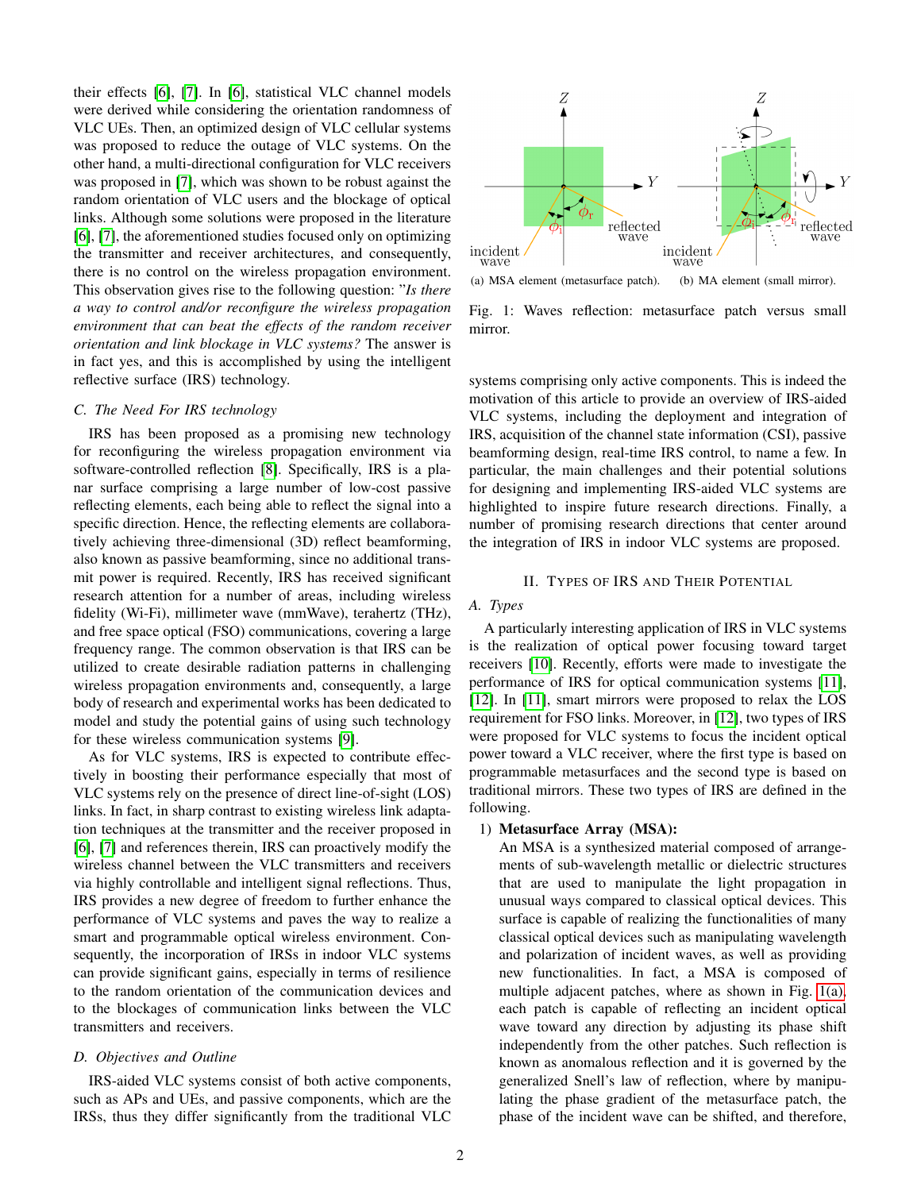their effects [6], [7]. In [6], statistical VLC channel models were derived while considering the orientation randomness of VLC UEs. Then, an optimized design of VLC cellular systems was proposed to reduce the outage of VLC systems. On the other hand, a multi-directional configuration for VLC receivers was proposed in [7], which was shown to be robust against the random orientation of VLC users and the blockage of optical links. Although some solutions were proposed in the literature [6], [7], the aforementioned studies focused only on optimizing the transmitter and receiver architectures, and consequently, there is no control on the wireless propagation environment. This observation gives rise to the following question: "*Is there a way to control and/or reconfigure the wireless propagation environment that can beat the effects of the random receiver orientation and link blockage in VLC systems?* The answer is in fact yes, and this is accomplished by using the intelligent reflective surface (IRS) technology.

### C. The Need For IRS technology

IRS has been proposed as a promising new technology for reconfiguring the wireless propagation environment via software-controlled reflection [8]. Specifically, IRS is a planar surface comprising a large number of low-cost passive reflecting elements, each being able to reflect the signal into a specific direction. Hence, the reflecting elements are collaboratively achieving three-dimensional (3D) reflect beamforming, also known as passive beamforming, since no additional transmit power is required. Recently, IRS has received significant research attention for a number of areas, including wireless fidelity (Wi-Fi), millimeter wave (mmWave), terahertz (THz), and free space optical (FSO) communications, covering a large frequency range. The common observation is that IRS can be utilized to create desirable radiation patterns in challenging wireless propagation environments and, consequently, a large body of research and experimental works has been dedicated to model and study the potential gains of using such technology for these wireless communication systems [9].

As for VLC systems, IRS is expected to contribute effectively in boosting their performance especially that most of VLC systems rely on the presence of direct line-of-sight (LOS) links. In fact, in sharp contrast to existing wireless link adaptation techniques at the transmitter and the receiver proposed in [6], [7] and references therein, IRS can proactively modify the wireless channel between the VLC transmitters and receivers via highly controllable and intelligent signal reflections. Thus, IRS provides a new degree of freedom to further enhance the performance of VLC systems and paves the way to realize a smart and programmable optical wireless environment. Consequently, the incorporation of IRSs in indoor VLC systems can provide significant gains, especially in terms of resilience to the random orientation of the communication devices and to the blockages of communication links between the VLC transmitters and receivers.

### D. Objectives and Outline

IRS-aided VLC systems consist of both active components, such as APs and UEs, and passive components, which are the IRSs, thus they differ significantly from the traditional VLC systems comprising only active components. This is indeed the motivation of this article to provide an overview of IRS-aided VLC systems, including the deployment and integration of IRS, acquisition of the channel state information (CSI), passive beamforming design, real-time IRS control, to name a few. In particular, the main challenges and their potential solutions for designing and implementing IRS-aided VLC systems are highlighted to inspire future research directions. Finally, a number of promising research directions that center around the integration of IRS in indoor VLC systems are proposed.

(a) MSA element (metasurface patch). (b) MA element (small mirror).

Fig. 1: Waves reflection: metasurface patch versus small mirror.

## II. Types of IRS and Their Potential

### A. Types

A particularly interesting application of IRS in VLC systems is the realization of optical power focusing toward target receivers [10]. Recently, efforts were made to investigate the performance of IRS for optical communication systems [11], [12]. In [11], smart mirrors were proposed to relax the LOS requirement for FSO links. Moreover, in [12], two types of IRS were proposed for VLC systems to focus the incident optical power toward a VLC receiver, where the first type is based on programmable metasurfaces and the second type is based on traditional mirrors. These two types of IRS are defined in the following.

1) **Metasurface Array (MSA):**
An MSA is a synthesized material composed of arrangements of sub-wavelength metallic or dielectric structures that are used to manipulate the light propagation in unusual ways compared to classical optical devices. This surface is capable of realizing the functionalities of many classical optical devices such as manipulating wavelength and polarization of incident waves, as well as providing new functionalities. In fact, a MSA is composed of multiple adjacent patches, where as shown in Fig. 1(a), each patch is capable of reflecting an incident optical wave toward any direction by adjusting its phase shift independently from the other patches. Such reflection is known as anomalous reflection and it is governed by the generalized Snell's law of reflection, where by manipulating the phase gradient of the metasurface patch, the phase of the incident wave can be shifted, and therefore,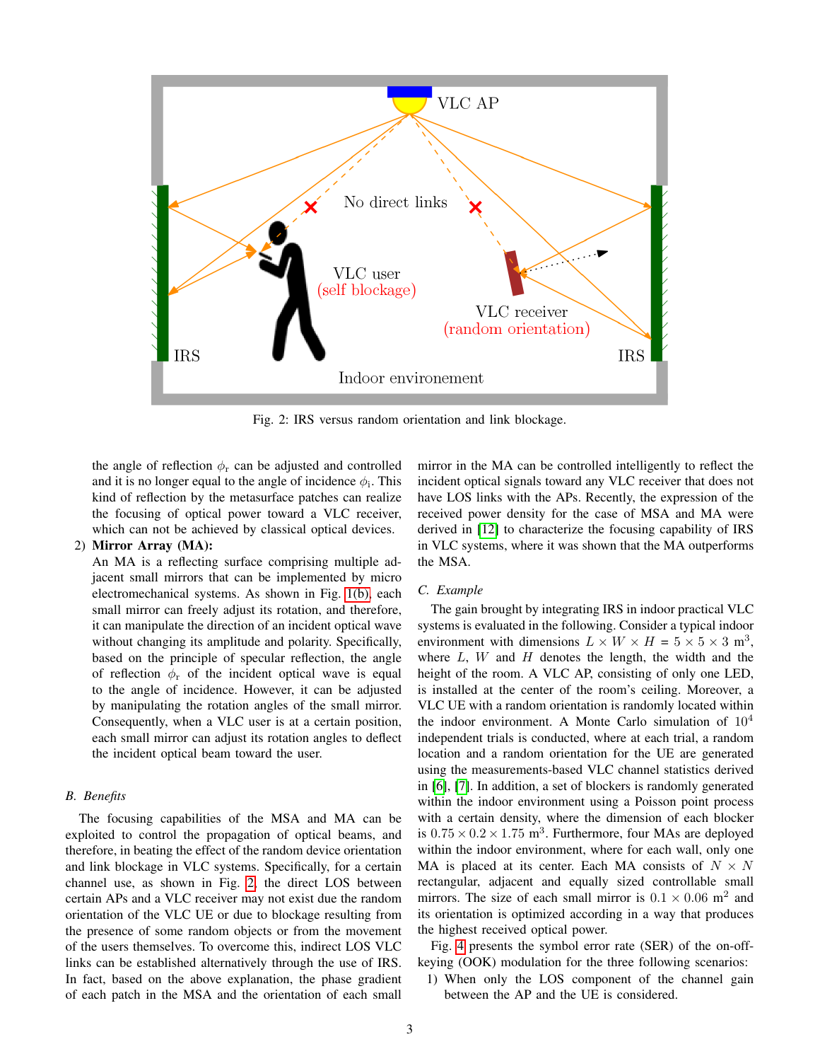Fig. 2: IRS versus random orientation and link blockage.

the angle of reflection $\phi_r$ can be adjusted and controlled and it is no longer equal to the angle of incidence $\phi_i$. This kind of reflection by the metasurface patches can realize the focusing of optical power toward a VLC receiver, which can not be achieved by classical optical devices.

2) **Mirror Array (MA):**
An MA is a reflecting surface comprising multiple adjacent small mirrors that can be implemented by micro electromechanical systems. As shown in Fig. 1(b), each small mirror can freely adjust its rotation, and therefore, it can manipulate the direction of an incident optical wave without changing its amplitude and polarity. Specifically, based on the principle of specular reflection, the angle of reflection $\phi_r$ of the incident optical wave is equal to the angle of incidence. However, it can be adjusted by manipulating the rotation angles of the small mirror. Consequently, when a VLC user is at a certain position, each small mirror can adjust its rotation angles to deflect the incident optical beam toward the user.

### *B. Benefits*

The focusing capabilities of the MSA and MA can be exploited to control the propagation of optical beams, and therefore, in beating the effect of the random device orientation and link blockage in VLC systems. Specifically, for a certain channel use, as shown in Fig. 2, the direct LOS between certain APs and a VLC receiver may not exist due the random orientation of the VLC UE or due to blockage resulting from the presence of some random objects or from the movement of the users themselves. To overcome this, indirect LOS VLC links can be established alternatively through the use of IRS. In fact, based on the above explanation, the phase gradient of each patch in the MSA and the orientation of each small mirror in the MA can be controlled intelligently to reflect the incident optical signals toward any VLC receiver that does not have LOS links with the APs. Recently, the expression of the received power density for the case of MSA and MA were derived in [12] to characterize the focusing capability of IRS in VLC systems, where it was shown that the MA outperforms the MSA.

### *C. Example*

The gain brought by integrating IRS in indoor practical VLC systems is evaluated in the following. Consider a typical indoor environment with dimensions $L \times W \times H = 5 \times 5 \times 3$ m$^3$, where $L$, $W$ and $H$ denotes the length, the width and the height of the room. A VLC AP, consisting of only one LED, is installed at the center of the room's ceiling. Moreover, a VLC UE with a random orientation is randomly located within the indoor environment. A Monte Carlo simulation of $10^4$ independent trials is conducted, where at each trial, a random location and a random orientation for the UE are generated using the measurements-based VLC channel statistics derived in [6], [7]. In addition, a set of blockers is randomly generated within the indoor environment using a Poisson point process with a certain density, where the dimension of each blocker is $0.75 \times 0.2 \times 1.75$ m$^3$. Furthermore, four MAs are deployed within the indoor environment, where for each wall, only one MA is placed at its center. Each MA consists of $N \times N$ rectangular, adjacent and equally sized controllable small mirrors. The size of each small mirror is $0.1 \times 0.06$ m$^2$ and its orientation is optimized according in a way that produces the highest received optical power.

Fig. 4 presents the symbol error rate (SER) of the on-off-keying (OOK) modulation for the three following scenarios:

1) When only the LOS component of the channel gain between the AP and the UE is considered.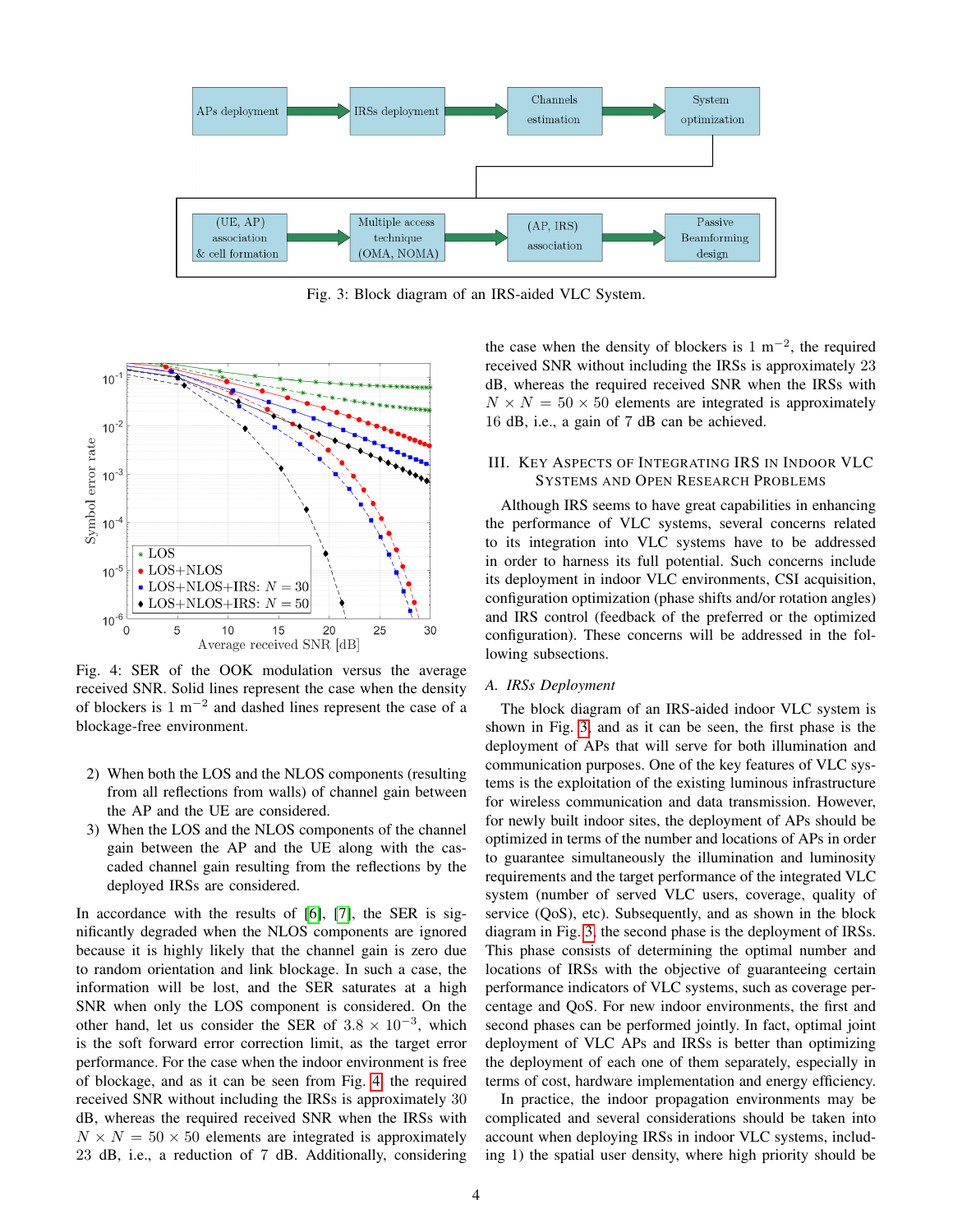Fig. 3: Block diagram of an IRS-aided VLC System.

Fig. 4: SER of the OOK modulation versus the average received SNR. Solid lines represent the case when the density of blockers is 1 $\text{m}^{-2}$ and dashed lines represent the case of a blockage-free environment.

2) When both the LOS and the NLOS components (resulting from all reflections from walls) of channel gain between the AP and the UE are considered.
3) When the LOS and the NLOS components of the channel gain between the AP and the UE along with the cascaded channel gain resulting from the reflections by the deployed IRSs are considered.

In accordance with the results of [6], [7], the SER is significantly degraded when the NLOS components are ignored because it is highly likely that the channel gain is zero due to random orientation and link blockage. In such a case, the information will be lost, and the SER saturates at a high SNR when only the LOS component is considered. On the other hand, let us consider the SER of $3.8 \times 10^{-3}$, which is the soft forward error correction limit, as the target error performance. For the case when the indoor environment is free of blockage, and as it can be seen from Fig. 4 the required received SNR without including the IRSs is approximately 30 dB, whereas the required received SNR when the IRSs with $N \times N = 50 \times 50$ elements are integrated is approximately 23 dB, i.e., a reduction of 7 dB. Additionally, considering the case when the density of blockers is 1 $\text{m}^{-2}$, the required received SNR without including the IRSs is approximately 23 dB, whereas the required received SNR when the IRSs with $N \times N = 50 \times 50$ elements are integrated is approximately 16 dB, i.e., a gain of 7 dB can be achieved.

## III. Key Aspects of Integrating IRS in Indoor VLC Systems and Open Research Problems

Although IRS seems to have great capabilities in enhancing the performance of VLC systems, several concerns related to its integration into VLC systems have to be addressed in order to harness its full potential. Such concerns include its deployment in indoor VLC environments, CSI acquisition, configuration optimization (phase shifts and/or rotation angles) and IRS control (feedback of the preferred or the optimized configuration). These concerns will be addressed in the following subsections.

### A. *IRSs Deployment*

The block diagram of an IRS-aided indoor VLC system is shown in Fig. 3, and as it can be seen, the first phase is the deployment of APs that will serve for both illumination and communication purposes. One of the key features of VLC systems is the exploitation of the existing luminous infrastructure for wireless communication and data transmission. However, for newly built indoor sites, the deployment of APs should be optimized in terms of the number and locations of APs in order to guarantee simultaneously the illumination and luminosity requirements and the target performance of the integrated VLC system (number of served VLC users, coverage, quality of service (QoS), etc). Subsequently, and as shown in the block diagram in Fig. 3, the second phase is the deployment of IRSs. This phase consists of determining the optimal number and locations of IRSs with the objective of guaranteeing certain performance indicators of VLC systems, such as coverage percentage and QoS. For new indoor environments, the first and second phases can be performed jointly. In fact, optimal joint deployment of VLC APs and IRSs is better than optimizing the deployment of each one of them separately, especially in terms of cost, hardware implementation and energy efficiency.

In practice, the indoor propagation environments may be complicated and several considerations should be taken into account when deploying IRSs in indoor VLC systems, including 1) the spatial user density, where high priority should be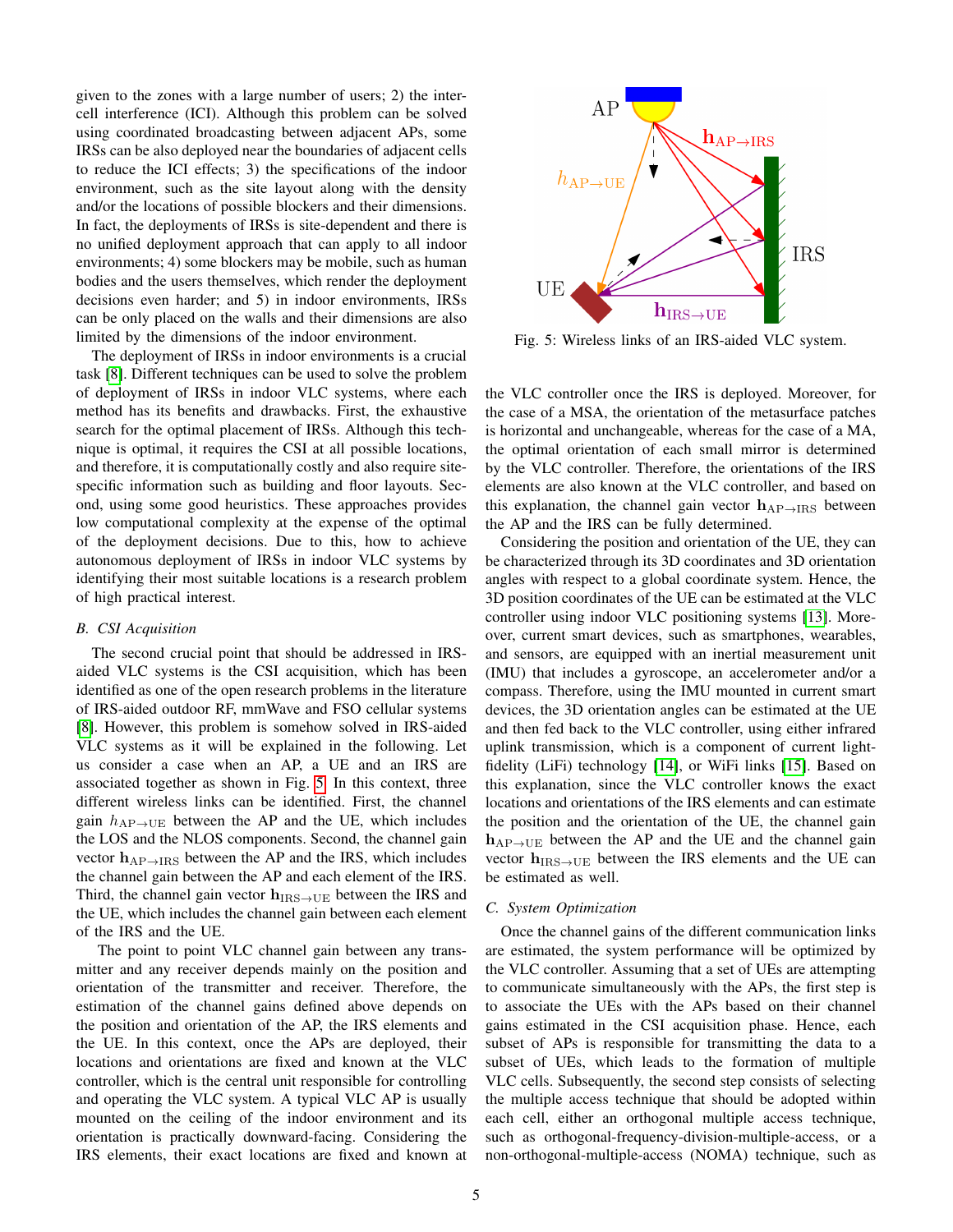given to the zones with a large number of users; 2) the inter-cell interference (ICI). Although this problem can be solved using coordinated broadcasting between adjacent APs, some IRSs can be also deployed near the boundaries of adjacent cells to reduce the ICI effects; 3) the specifications of the indoor environment, such as the site layout along with the density and/or the locations of possible blockers and their dimensions. In fact, the deployments of IRSs is site-dependent and there is no unified deployment approach that can apply to all indoor environments; 4) some blockers may be mobile, such as human bodies and the users themselves, which render the deployment decisions even harder; and 5) in indoor environments, IRSs can be only placed on the walls and their dimensions are also limited by the dimensions of the indoor environment.

The deployment of IRSs in indoor environments is a crucial task [8]. Different techniques can be used to solve the problem of deployment of IRSs in indoor VLC systems, where each method has its benefits and drawbacks. First, the exhaustive search for the optimal placement of IRSs. Although this technique is optimal, it requires the CSI at all possible locations, and therefore, it is computationally costly and also require site-specific information such as building and floor layouts. Second, using some good heuristics. These approaches provides low computational complexity at the expense of the optimal of the deployment decisions. Due to this, how to achieve autonomous deployment of IRSs in indoor VLC systems by identifying their most suitable locations is a research problem of high practical interest.

### B. CSI Acquisition

The second crucial point that should be addressed in IRS-aided VLC systems is the CSI acquisition, which has been identified as one of the open research problems in the literature of IRS-aided outdoor RF, mmWave and FSO cellular systems [8]. However, this problem is somehow solved in IRS-aided VLC systems as it will be explained in the following. Let us consider a case when an AP, a UE and an IRS are associated together as shown in Fig. 5. In this context, three different wireless links can be identified. First, the channel gain $h_{\mathrm{AP}\rightarrow\mathrm{UE}}$ between the AP and the UE, which includes the LOS and the NLOS components. Second, the channel gain vector $\mathbf{h}_{\mathrm{AP}\rightarrow\mathrm{IRS}}$ between the AP and the IRS, which includes the channel gain between the AP and each element of the IRS. Third, the channel gain vector $\mathbf{h}_{\mathrm{IRS}\rightarrow\mathrm{UE}}$ between the IRS and the UE, which includes the channel gain between each element of the IRS and the UE.

The point to point VLC channel gain between any transmitter and any receiver depends mainly on the position and orientation of the transmitter and receiver. Therefore, the estimation of the channel gains defined above depends on the position and orientation of the AP, the IRS elements and the UE. In this context, once the APs are deployed, their locations and orientations are fixed and known at the VLC controller, which is the central unit responsible for controlling and operating the VLC system. A typical VLC AP is usually mounted on the ceiling of the indoor environment and its orientation is practically downward-facing. Considering the IRS elements, their exact locations are fixed and known at the VLC controller once the IRS is deployed. Moreover, for the case of a MSA, the orientation of the metasurface patches is horizontal and unchangeable, whereas for the case of a MA, the optimal orientation of each small mirror is determined by the VLC controller. Therefore, the orientations of the IRS elements are also known at the VLC controller, and based on this explanation, the channel gain vector $\mathbf{h}_{\mathrm{AP}\rightarrow\mathrm{IRS}}$ between the AP and the IRS can be fully determined.

Fig. 5: Wireless links of an IRS-aided VLC system.

Considering the position and orientation of the UE, they can be characterized through its 3D coordinates and 3D orientation angles with respect to a global coordinate system. Hence, the 3D position coordinates of the UE can be estimated at the VLC controller using indoor VLC positioning systems [13]. Moreover, current smart devices, such as smartphones, wearables, and sensors, are equipped with an inertial measurement unit (IMU) that includes a gyroscope, an accelerometer and/or a compass. Therefore, using the IMU mounted in current smart devices, the 3D orientation angles can be estimated at the UE and then fed back to the VLC controller, using either infrared uplink transmission, which is a component of current light-fidelity (LiFi) technology [14], or WiFi links [15]. Based on this explanation, since the VLC controller knows the exact locations and orientations of the IRS elements and can estimate the position and the orientation of the UE, the channel gain $\mathbf{h}_{\mathrm{AP}\rightarrow\mathrm{UE}}$ between the AP and the UE and the channel gain vector $\mathbf{h}_{\mathrm{IRS}\rightarrow\mathrm{UE}}$ between the IRS elements and the UE can be estimated as well.

### C. System Optimization

Once the channel gains of the different communication links are estimated, the system performance will be optimized by the VLC controller. Assuming that a set of UEs are attempting to communicate simultaneously with the APs, the first step is to associate the UEs with the APs based on their channel gains estimated in the CSI acquisition phase. Hence, each subset of APs is responsible for transmitting the data to a subset of UEs, which leads to the formation of multiple VLC cells. Subsequently, the second step consists of selecting the multiple access technique that should be adopted within each cell, either an orthogonal multiple access technique, such as orthogonal-frequency-division-multiple-access, or a non-orthogonal-multiple-access (NOMA) technique, such as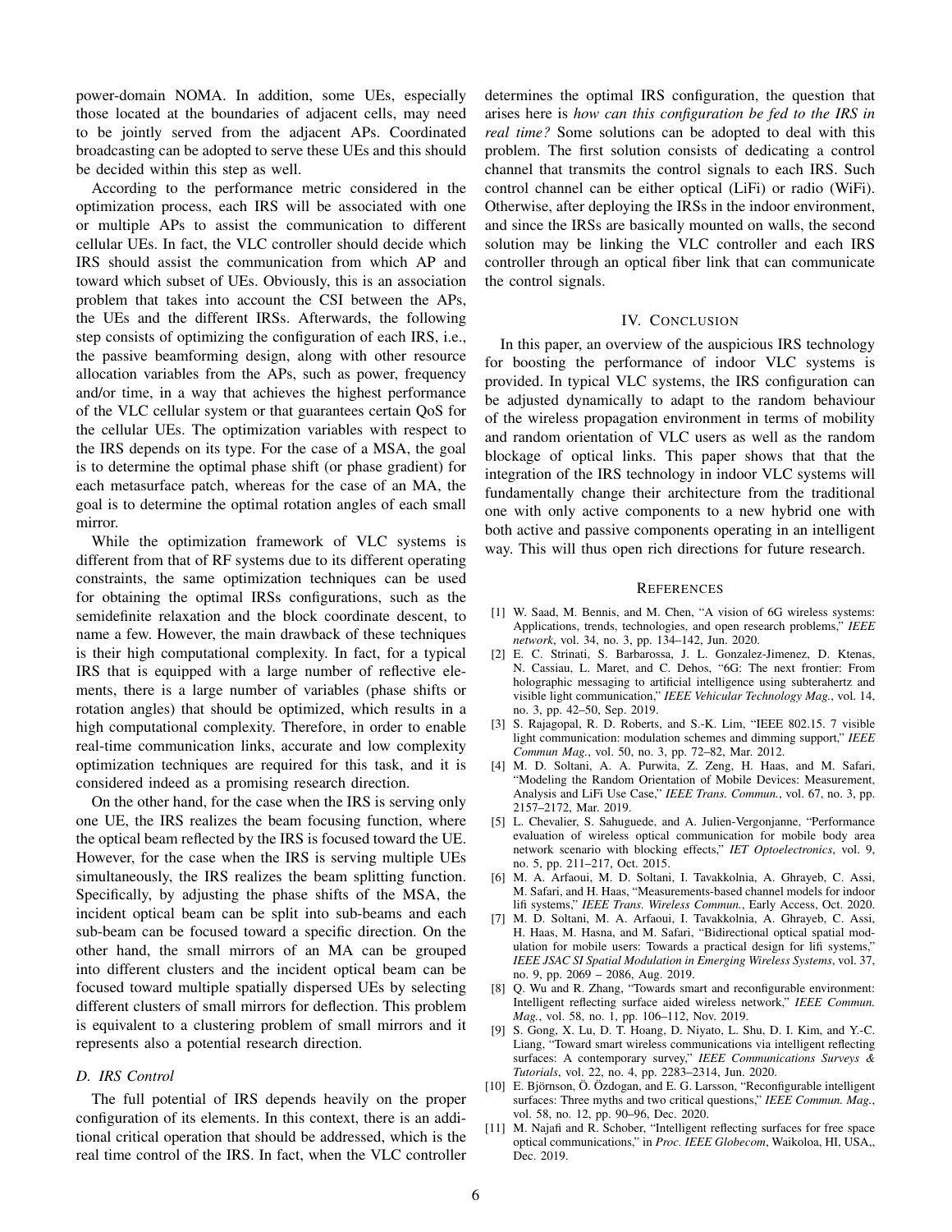power-domain NOMA. In addition, some UEs, especially those located at the boundaries of adjacent cells, may need to be jointly served from the adjacent APs. Coordinated broadcasting can be adopted to serve these UEs and this should be decided within this step as well.

According to the performance metric considered in the optimization process, each IRS will be associated with one or multiple APs to assist the communication to different cellular UEs. In fact, the VLC controller should decide which IRS should assist the communication from which AP and toward which subset of UEs. Obviously, this is an association problem that takes into account the CSI between the APs, the UEs and the different IRSs. Afterwards, the following step consists of optimizing the configuration of each IRS, i.e., the passive beamforming design, along with other resource allocation variables from the APs, such as power, frequency and/or time, in a way that achieves the highest performance of the VLC cellular system or that guarantees certain QoS for the cellular UEs. The optimization variables with respect to the IRS depends on its type. For the case of a MSA, the goal is to determine the optimal phase shift (or phase gradient) for each metasurface patch, whereas for the case of an MA, the goal is to determine the optimal rotation angles of each small mirror.

While the optimization framework of VLC systems is different from that of RF systems due to its different operating constraints, the same optimization techniques can be used for obtaining the optimal IRSs configurations, such as the semidefinite relaxation and the block coordinate descent, to name a few. However, the main drawback of these techniques is their high computational complexity. In fact, for a typical IRS that is equipped with a large number of reflective elements, there is a large number of variables (phase shifts or rotation angles) that should be optimized, which results in a high computational complexity. Therefore, in order to enable real-time communication links, accurate and low complexity optimization techniques are required for this task, and it is considered indeed as a promising research direction.

On the other hand, for the case when the IRS is serving only one UE, the IRS realizes the beam focusing function, where the optical beam reflected by the IRS is focused toward the UE. However, for the case when the IRS is serving multiple UEs simultaneously, the IRS realizes the beam splitting function. Specifically, by adjusting the phase shifts of the MSA, the incident optical beam can be split into sub-beams and each sub-beam can be focused toward a specific direction. On the other hand, the small mirrors of an MA can be grouped into different clusters and the incident optical beam can be focused toward multiple spatially dispersed UEs by selecting different clusters of small mirrors for deflection. This problem is equivalent to a clustering problem of small mirrors and it represents also a potential research direction.

### *D. IRS Control*

The full potential of IRS depends heavily on the proper configuration of its elements. In this context, there is an additional critical operation that should be addressed, which is the real time control of the IRS. In fact, when the VLC controller determines the optimal IRS configuration, the question that arises here is *how can this configuration be fed to the IRS in real time?* Some solutions can be adopted to deal with this problem. The first solution consists of dedicating a control channel that transmits the control signals to each IRS. Such control channel can be either optical (LiFi) or radio (WiFi). Otherwise, after deploying the IRSs in the indoor environment, and since the IRSs are basically mounted on walls, the second solution may be linking the VLC controller and each IRS controller through an optical fiber link that can communicate the control signals.

## IV. Conclusion

In this paper, an overview of the auspicious IRS technology for boosting the performance of indoor VLC systems is provided. In typical VLC systems, the IRS configuration can be adjusted dynamically to adapt to the random behaviour of the wireless propagation environment in terms of mobility and random orientation of VLC users as well as the random blockage of optical links. This paper shows that that the integration of the IRS technology in indoor VLC systems will fundamentally change their architecture from the traditional one with only active components to a new hybrid one with both active and passive components operating in an intelligent way. This will thus open rich directions for future research.

## References

[1] W. Saad, M. Bennis, and M. Chen, "A vision of 6G wireless systems: Applications, trends, technologies, and open research problems," *IEEE network*, vol. 34, no. 3, pp. 134–142, Jun. 2020.

[2] E. C. Strinati, S. Barbarossa, J. L. Gonzalez-Jimenez, D. Ktenas, N. Cassiau, L. Maret, and C. Dehos, "6G: The next frontier: From holographic messaging to artificial intelligence using subterahertz and visible light communication," *IEEE Vehicular Technology Mag.*, vol. 14, no. 3, pp. 42–50, Sep. 2019.

[3] S. Rajagopal, R. D. Roberts, and S.-K. Lim, "IEEE 802.15. 7 visible light communication: modulation schemes and dimming support," *IEEE Commun Mag.*, vol. 50, no. 3, pp. 72–82, Mar. 2012.

[4] M. D. Soltani, A. A. Purwita, Z. Zeng, H. Haas, and M. Safari, "Modeling the Random Orientation of Mobile Devices: Measurement, Analysis and LiFi Use Case," *IEEE Trans. Commun.*, vol. 67, no. 3, pp. 2157–2172, Mar. 2019.

[5] L. Chevalier, S. Sahuguede, and A. Julien-Vergonjanne, "Performance evaluation of wireless optical communication for mobile body area network scenario with blocking effects," *IET Optoelectronics*, vol. 9, no. 5, pp. 211–217, Oct. 2015.

[6] M. A. Arfaoui, M. D. Soltani, I. Tavakkolnia, A. Ghrayeb, C. Assi, M. Safari, and H. Haas, "Measurements-based channel models for indoor lifi systems," *IEEE Trans. Wireless Commun.*, Early Access, Oct. 2020.

[7] M. D. Soltani, M. A. Arfaoui, I. Tavakkolnia, A. Ghrayeb, C. Assi, H. Haas, M. Hasna, and M. Safari, "Bidirectional optical spatial modulation for mobile users: Towards a practical design for lifi systems," *IEEE JSAC SI Spatial Modulation in Emerging Wireless Systems*, vol. 37, no. 9, pp. 2069 – 2086, Aug. 2019.

[8] Q. Wu and R. Zhang, "Towards smart and reconfigurable environment: Intelligent reflecting surface aided wireless network," *IEEE Commun. Mag.*, vol. 58, no. 1, pp. 106–112, Nov. 2019.

[9] S. Gong, X. Lu, D. T. Hoang, D. Niyato, L. Shu, D. I. Kim, and Y.-C. Liang, "Toward smart wireless communications via intelligent reflecting surfaces: A contemporary survey," *IEEE Communications Surveys & Tutorials*, vol. 22, no. 4, pp. 2283–2314, Jun. 2020.

[10] E. Björnson, Ö. Özdogan, and E. G. Larsson, "Reconfigurable intelligent surfaces: Three myths and two critical questions," *IEEE Commun. Mag.*, vol. 58, no. 12, pp. 90–96, Dec. 2020.

[11] M. Najafi and R. Schober, "Intelligent reflecting surfaces for free space optical communications," in *Proc. IEEE Globecom*, Waikoloa, HI, USA,, Dec. 2019.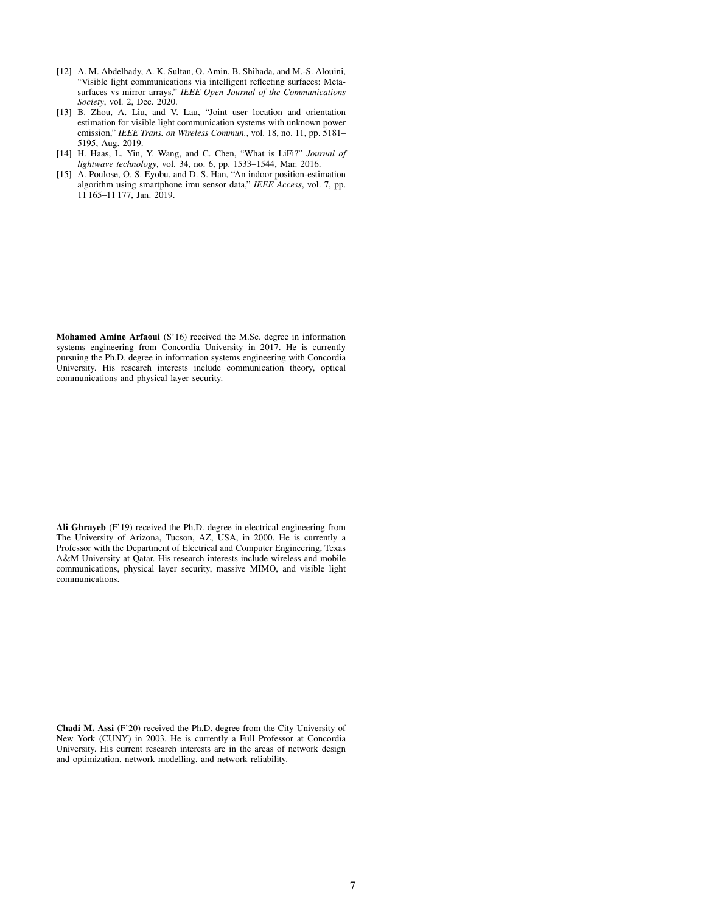[12] A. M. Abdelhady, A. K. Sultan, O. Amin, B. Shihada, and M.-S. Alouini, "Visible light communications via intelligent reflecting surfaces: Metasurfaces vs mirror arrays," *IEEE Open Journal of the Communications Society*, vol. 2, Dec. 2020.

[13] B. Zhou, A. Liu, and V. Lau, "Joint user location and orientation estimation for visible light communication systems with unknown power emission," *IEEE Trans. on Wireless Commun.*, vol. 18, no. 11, pp. 5181–5195, Aug. 2019.

[14] H. Haas, L. Yin, Y. Wang, and C. Chen, "What is LiFi?" *Journal of lightwave technology*, vol. 34, no. 6, pp. 1533–1544, Mar. 2016.

[15] A. Poulose, O. S. Eyobu, and D. S. Han, "An indoor position-estimation algorithm using smartphone imu sensor data," *IEEE Access*, vol. 7, pp. 11 165–11 177, Jan. 2019.

**Mohamed Amine Arfaoui** (S'16) received the M.Sc. degree in information systems engineering from Concordia University in 2017. He is currently pursuing the Ph.D. degree in information systems engineering with Concordia University. His research interests include communication theory, optical communications and physical layer security.

**Ali Ghrayeb** (F'19) received the Ph.D. degree in electrical engineering from The University of Arizona, Tucson, AZ, USA, in 2000. He is currently a Professor with the Department of Electrical and Computer Engineering, Texas A&M University at Qatar. His research interests include wireless and mobile communications, physical layer security, massive MIMO, and visible light communications.

**Chadi M. Assi** (F'20) received the Ph.D. degree from the City University of New York (CUNY) in 2003. He is currently a Full Professor at Concordia University. His current research interests are in the areas of network design and optimization, network modelling, and network reliability.